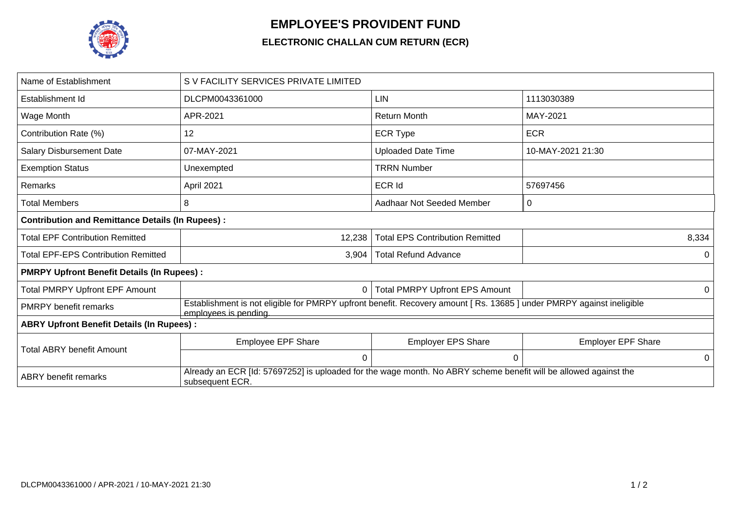# EMPLOYEE'S PROVIDENT FUND

## ELECTRONIC CHALLAN CUM RETURN (ECR)

| Name of Establishment | S V FACILITY SERVICES PRIVATE LIMITED | | |
|---|---|---|---|
| Establishment Id | DLCPM0043361000 | LIN | 1113030389 |
| Wage Month | APR-2021 | Return Month | MAY-2021 |
| Contribution Rate (%) | 12 | ECR Type | ECR |
| Salary Disbursement Date | 07-MAY-2021 | Uploaded Date Time | 10-MAY-2021 21:30 |
| Exemption Status | Unexempted | TRRN Number | |
| Remarks | April 2021 | ECR Id | 57697456 |
| Total Members | 8 | Aadhaar Not Seeded Member | 0 |
| **Contribution and Remittance Details (In Rupees) :** | | | |
| Total EPF Contribution Remitted | 12,238 | Total EPS Contribution Remitted | 8,334 |
| Total EPF-EPS Contribution Remitted | 3,904 | Total Refund Advance | 0 |
| **PMRPY Upfront Benefit Details (In Rupees) :** | | | |
| Total PMRPY Upfront EPF Amount | 0 | Total PMRPY Upfront EPS Amount | 0 |
| PMRPY benefit remarks | Establishment is not eligible for PMRPY upfront benefit. Recovery amount [ Rs. 13685 ] under PMRPY against ineligible employees is pending. | | |
| **ABRY Upfront Benefit Details (In Rupees) :** | | | |
| Total ABRY benefit Amount | Employee EPF Share | Employer EPS Share | Employer EPF Share |
| | 0 | 0 | 0 |
| ABRY benefit remarks | Already an ECR [Id: 57697252] is uploaded for the wage month. No ABRY scheme benefit will be allowed against the subsequent ECR. | | |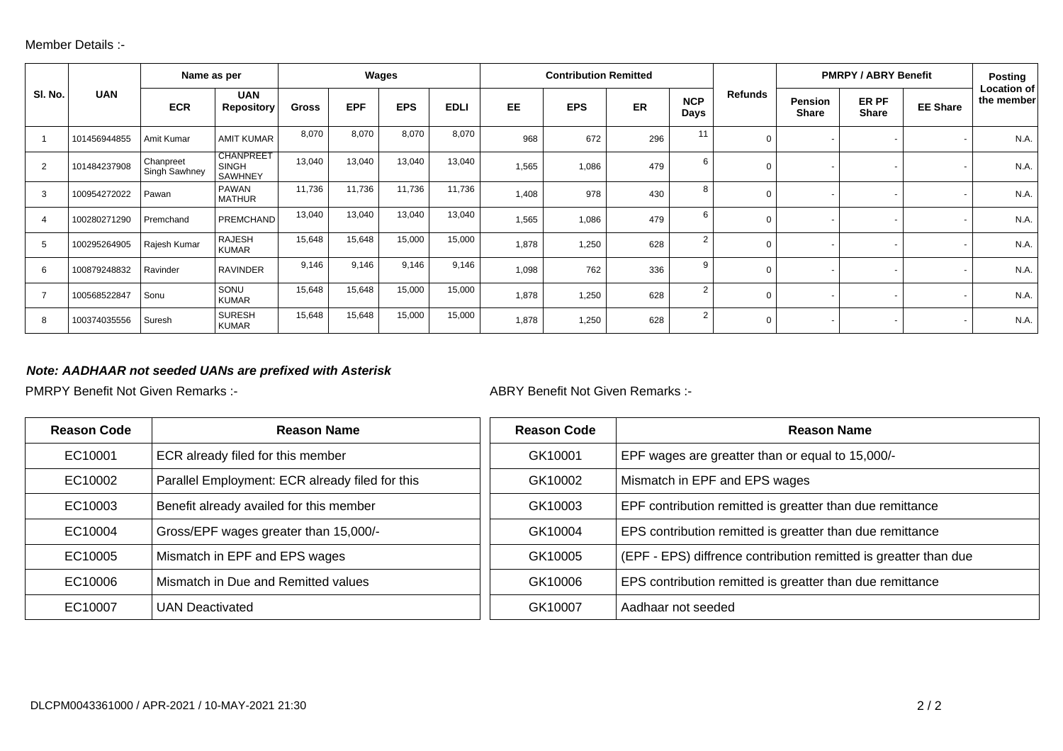Member Details :-

| Sl. No. | UAN | Name as per | | Wages | | | | Contribution Remitted | | | | Refunds | PMRPY / ABRY Benefit | | | Posting Location of the member |
|---|---|---|---|---|---|---|---|---|---|---|---|---|---|---|---|---|
| | | ECR | UAN Repository | Gross | EPF | EPS | EDLI | EE | EPS | ER | NCP Days | | Pension Share | ER PF Share | EE Share | |
| 1 | 101456944855 | Amit Kumar | AMIT KUMAR | 8,070 | 8,070 | 8,070 | 8,070 | 968 | 672 | 296 | 11 | 0 | - | - | - | N.A. |
| 2 | 101484237908 | Chanpreet Singh Sawhney | CHANPREET SINGH SAWHNEY | 13,040 | 13,040 | 13,040 | 13,040 | 1,565 | 1,086 | 479 | 6 | 0 | - | - | - | N.A. |
| 3 | 100954272022 | Pawan | PAWAN MATHUR | 11,736 | 11,736 | 11,736 | 11,736 | 1,408 | 978 | 430 | 8 | 0 | - | - | - | N.A. |
| 4 | 100280271290 | Premchand | PREMCHAND | 13,040 | 13,040 | 13,040 | 13,040 | 1,565 | 1,086 | 479 | 6 | 0 | - | - | - | N.A. |
| 5 | 100295264905 | Rajesh Kumar | RAJESH KUMAR | 15,648 | 15,648 | 15,000 | 15,000 | 1,878 | 1,250 | 628 | 2 | 0 | - | - | - | N.A. |
| 6 | 100879248832 | Ravinder | RAVINDER | 9,146 | 9,146 | 9,146 | 9,146 | 1,098 | 762 | 336 | 9 | 0 | - | - | - | N.A. |
| 7 | 100568522847 | Sonu | SONU KUMAR | 15,648 | 15,648 | 15,000 | 15,000 | 1,878 | 1,250 | 628 | 2 | 0 | - | - | - | N.A. |
| 8 | 100374035556 | Suresh | SURESH KUMAR | 15,648 | 15,648 | 15,000 | 15,000 | 1,878 | 1,250 | 628 | 2 | 0 | - | - | - | N.A. |

***Note: AADHAAR not seeded UANs are prefixed with Asterisk***

PMRPY Benefit Not Given Remarks :-

| Reason Code | Reason Name |
|---|---|
| EC10001 | ECR already filed for this member |
| EC10002 | Parallel Employment: ECR already filed for this |
| EC10003 | Benefit already availed for this member |
| EC10004 | Gross/EPF wages greater than 15,000/- |
| EC10005 | Mismatch in EPF and EPS wages |
| EC10006 | Mismatch in Due and Remitted values |
| EC10007 | UAN Deactivated |

ABRY Benefit Not Given Remarks :-

| Reason Code | Reason Name |
|---|---|
| GK10001 | EPF wages are greatter than or equal to 15,000/- |
| GK10002 | Mismatch in EPF and EPS wages |
| GK10003 | EPF contribution remitted is greatter than due remittance |
| GK10004 | EPS contribution remitted is greatter than due remittance |
| GK10005 | (EPF - EPS) diffrence contribution remitted is greatter than due |
| GK10006 | EPS contribution remitted is greatter than due remittance |
| GK10007 | Aadhaar not seeded |

DLCPM0043361000 / APR-2021 / 10-MAY-2021 21:30